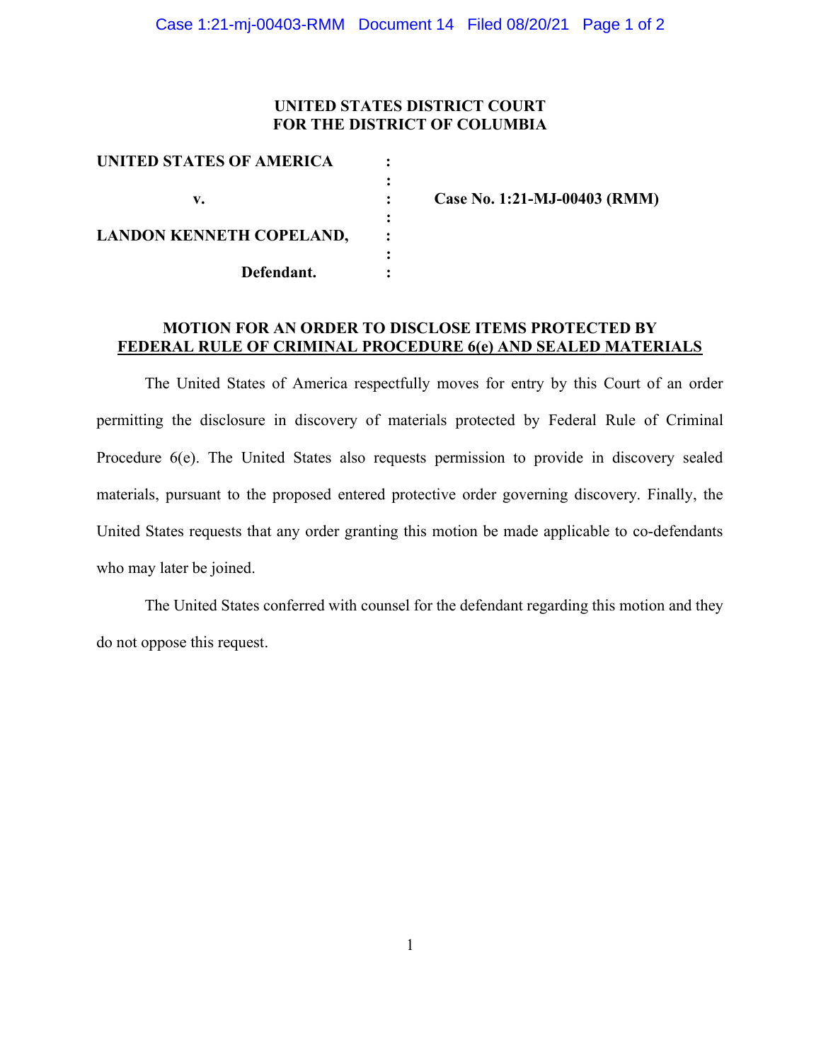**UNITED STATES DISTRICT COURT**
**FOR THE DISTRICT OF COLUMBIA**

| | | |
|---|---|---|
| **UNITED STATES OF AMERICA** | : | |
| | : | |
| **v.** | : | **Case No. 1:21-MJ-00403 (RMM)** |
| | : | |
| **LANDON KENNETH COPELAND,** | : | |
| | : | |
| **Defendant.** | : | |

**MOTION FOR AN ORDER TO DISCLOSE ITEMS PROTECTED BY FEDERAL RULE OF CRIMINAL PROCEDURE 6(e) AND SEALED MATERIALS**

The United States of America respectfully moves for entry by this Court of an order permitting the disclosure in discovery of materials protected by Federal Rule of Criminal Procedure 6(e). The United States also requests permission to provide in discovery sealed materials, pursuant to the proposed entered protective order governing discovery. Finally, the United States requests that any order granting this motion be made applicable to co-defendants who may later be joined.

The United States conferred with counsel for the defendant regarding this motion and they do not oppose this request.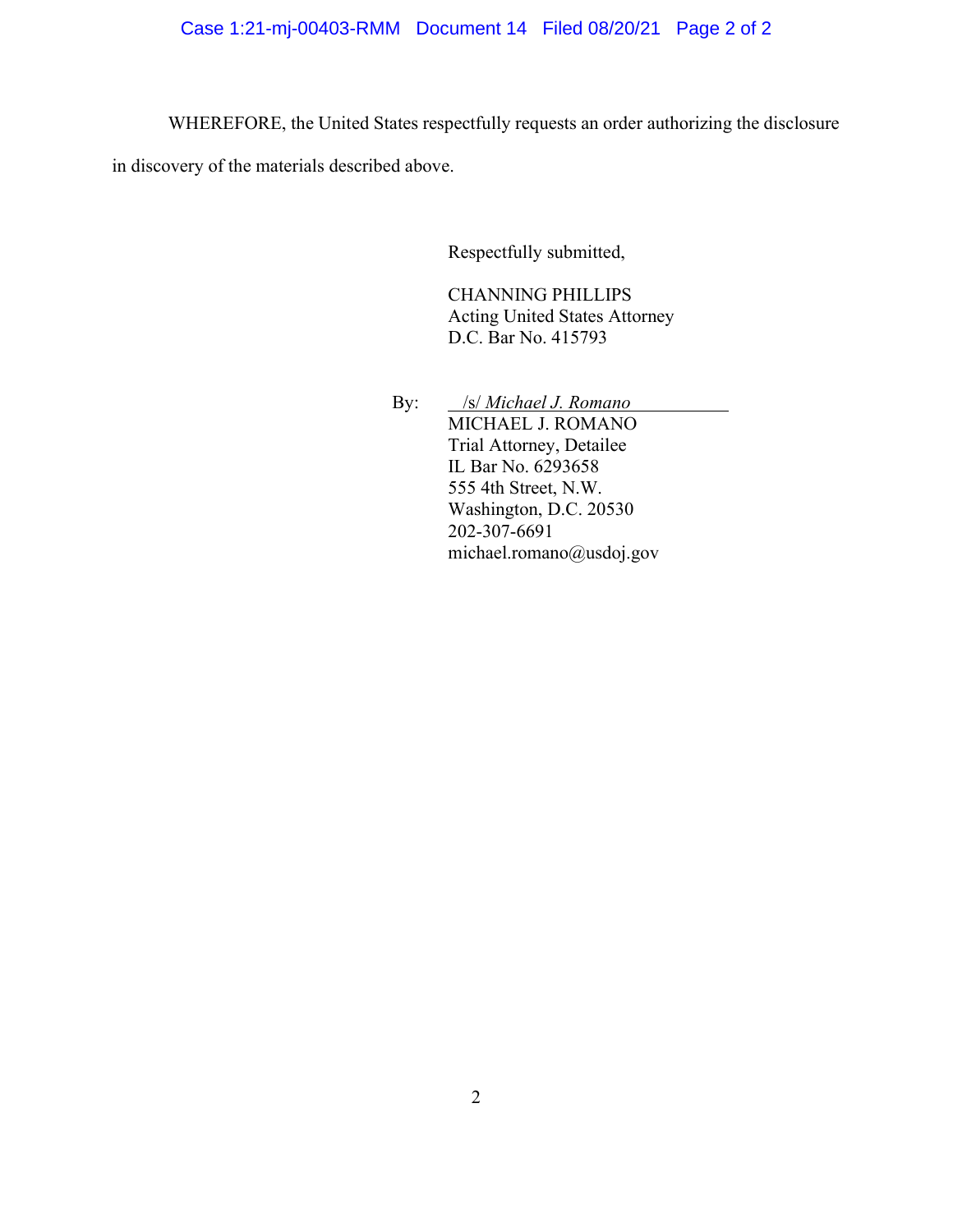WHEREFORE, the United States respectfully requests an order authorizing the disclosure in discovery of the materials described above.

Respectfully submitted,

CHANNING PHILLIPS
Acting United States Attorney
D.C. Bar No. 415793

By: /s/ *Michael J. Romano*
MICHAEL J. ROMANO
Trial Attorney, Detailee
IL Bar No. 6293658
555 4th Street, N.W.
Washington, D.C. 20530
202-307-6691
michael.romano@usdoj.gov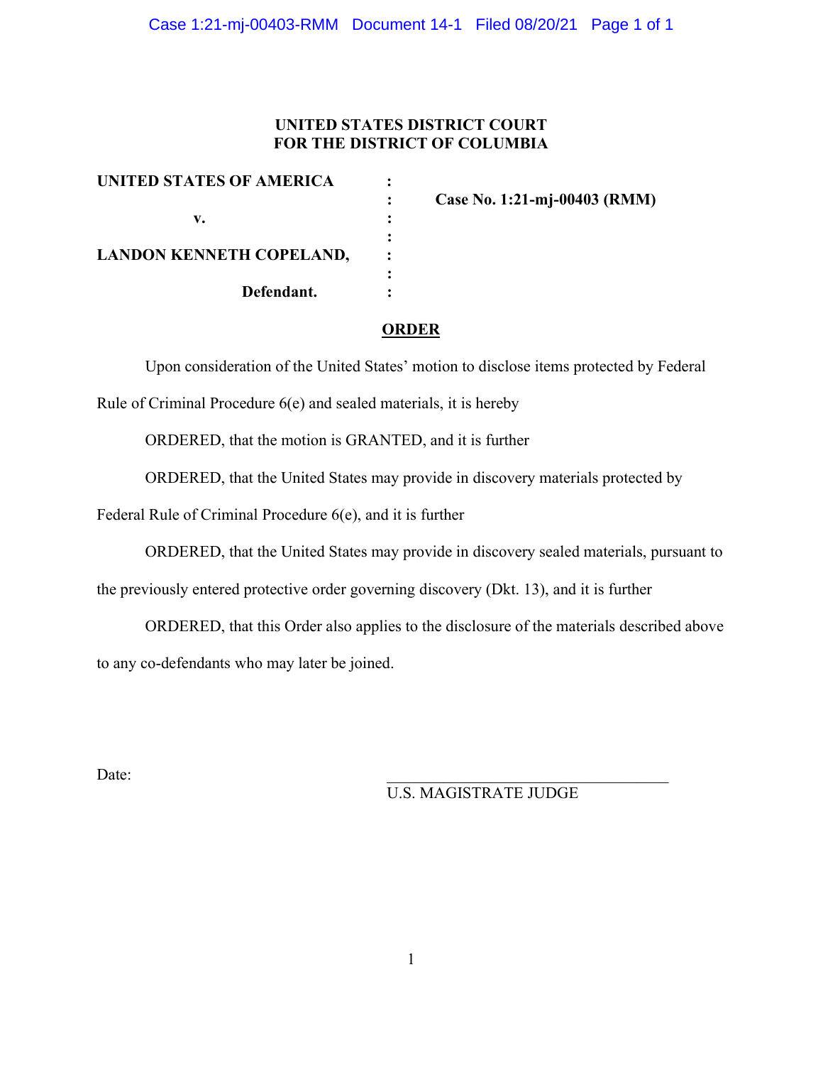**UNITED STATES DISTRICT COURT**
**FOR THE DISTRICT OF COLUMBIA**

| | | |
|---|---|---|
| **UNITED STATES OF AMERICA** | : | |
| | : | **Case No. 1:21-mj-00403 (RMM)** |
| **v.** | : | |
| | : | |
| **LANDON KENNETH COPELAND,** | : | |
| | : | |
| **Defendant.** | : | |

## ORDER

Upon consideration of the United States' motion to disclose items protected by Federal Rule of Criminal Procedure 6(e) and sealed materials, it is hereby

ORDERED, that the motion is GRANTED, and it is further

ORDERED, that the United States may provide in discovery materials protected by Federal Rule of Criminal Procedure 6(e), and it is further

ORDERED, that the United States may provide in discovery sealed materials, pursuant to the previously entered protective order governing discovery (Dkt. 13), and it is further

ORDERED, that this Order also applies to the disclosure of the materials described above to any co-defendants who may later be joined.

Date: 

\_\_\_\_\_\_\_\_\_\_\_\_\_\_\_\_\_\_\_\_\_\_\_\_\_\_\_\_\_\_\_\_\_\_\_\_
U.S. MAGISTRATE JUDGE